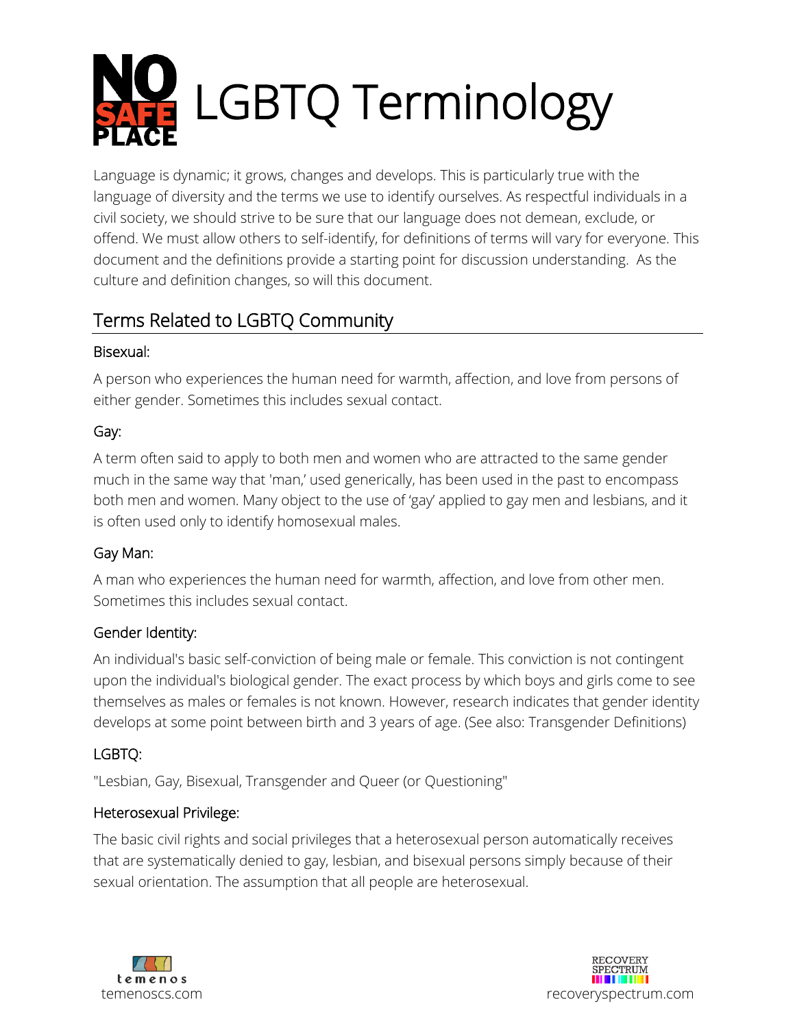# NO SAFE PLACE LGBTQ Terminology

Language is dynamic; it grows, changes and develops. This is particularly true with the language of diversity and the terms we use to identify ourselves. As respectful individuals in a civil society, we should strive to be sure that our language does not demean, exclude, or offend. We must allow others to self-identify, for definitions of terms will vary for everyone. This document and the definitions provide a starting point for discussion understanding. As the culture and definition changes, so will this document.

## Terms Related to LGBTQ Community

### Bisexual:

A person who experiences the human need for warmth, affection, and love from persons of either gender. Sometimes this includes sexual contact.

### Gay:

A term often said to apply to both men and women who are attracted to the same gender much in the same way that 'man,' used generically, has been used in the past to encompass both men and women. Many object to the use of 'gay' applied to gay men and lesbians, and it is often used only to identify homosexual males.

### Gay Man:

A man who experiences the human need for warmth, affection, and love from other men. Sometimes this includes sexual contact.

### Gender Identity:

An individual's basic self-conviction of being male or female. This conviction is not contingent upon the individual's biological gender. The exact process by which boys and girls come to see themselves as males or females is not known. However, research indicates that gender identity develops at some point between birth and 3 years of age. (See also: Transgender Definitions)

### LGBTQ:

"Lesbian, Gay, Bisexual, Transgender and Queer (or Questioning"

### Heterosexual Privilege:

The basic civil rights and social privileges that a heterosexual person automatically receives that are systematically denied to gay, lesbian, and bisexual persons simply because of their sexual orientation. The assumption that all people are heterosexual.

temenos
temenoscs.com

RECOVERY SPECTRUM
recoveryspectrum.com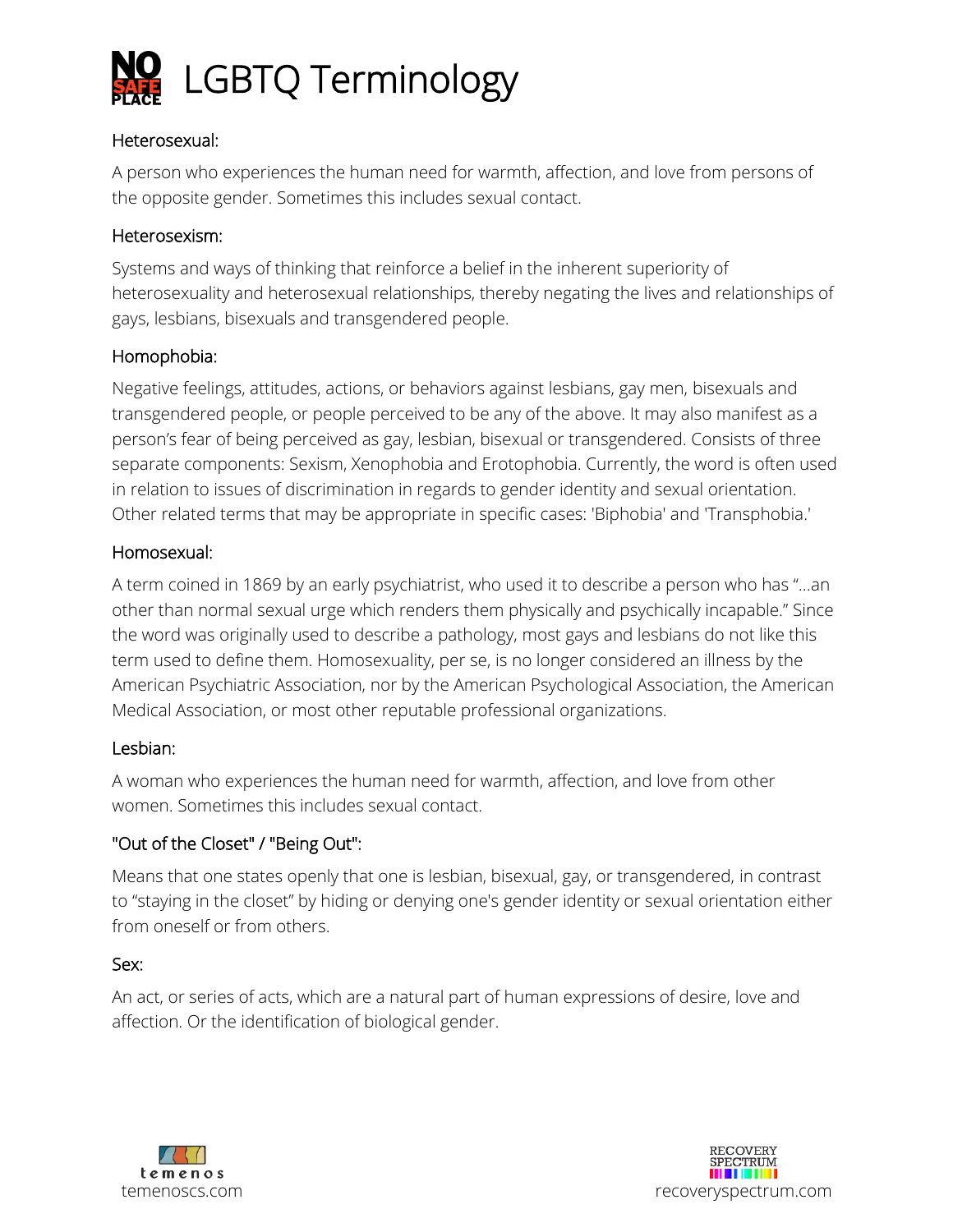# LGBTQ Terminology

### Heterosexual:

A person who experiences the human need for warmth, affection, and love from persons of the opposite gender. Sometimes this includes sexual contact.

### Heterosexism:

Systems and ways of thinking that reinforce a belief in the inherent superiority of heterosexuality and heterosexual relationships, thereby negating the lives and relationships of gays, lesbians, bisexuals and transgendered people.

### Homophobia:

Negative feelings, attitudes, actions, or behaviors against lesbians, gay men, bisexuals and transgendered people, or people perceived to be any of the above. It may also manifest as a person's fear of being perceived as gay, lesbian, bisexual or transgendered. Consists of three separate components: Sexism, Xenophobia and Erotophobia. Currently, the word is often used in relation to issues of discrimination in regards to gender identity and sexual orientation. Other related terms that may be appropriate in specific cases: 'Biphobia' and 'Transphobia.'

### Homosexual:

A term coined in 1869 by an early psychiatrist, who used it to describe a person who has "...an other than normal sexual urge which renders them physically and psychically incapable." Since the word was originally used to describe a pathology, most gays and lesbians do not like this term used to define them. Homosexuality, per se, is no longer considered an illness by the American Psychiatric Association, nor by the American Psychological Association, the American Medical Association, or most other reputable professional organizations.

### Lesbian:

A woman who experiences the human need for warmth, affection, and love from other women. Sometimes this includes sexual contact.

### "Out of the Closet" / "Being Out":

Means that one states openly that one is lesbian, bisexual, gay, or transgendered, in contrast to "staying in the closet" by hiding or denying one's gender identity or sexual orientation either from oneself or from others.

### Sex:

An act, or series of acts, which are a natural part of human expressions of desire, love and affection. Or the identification of biological gender.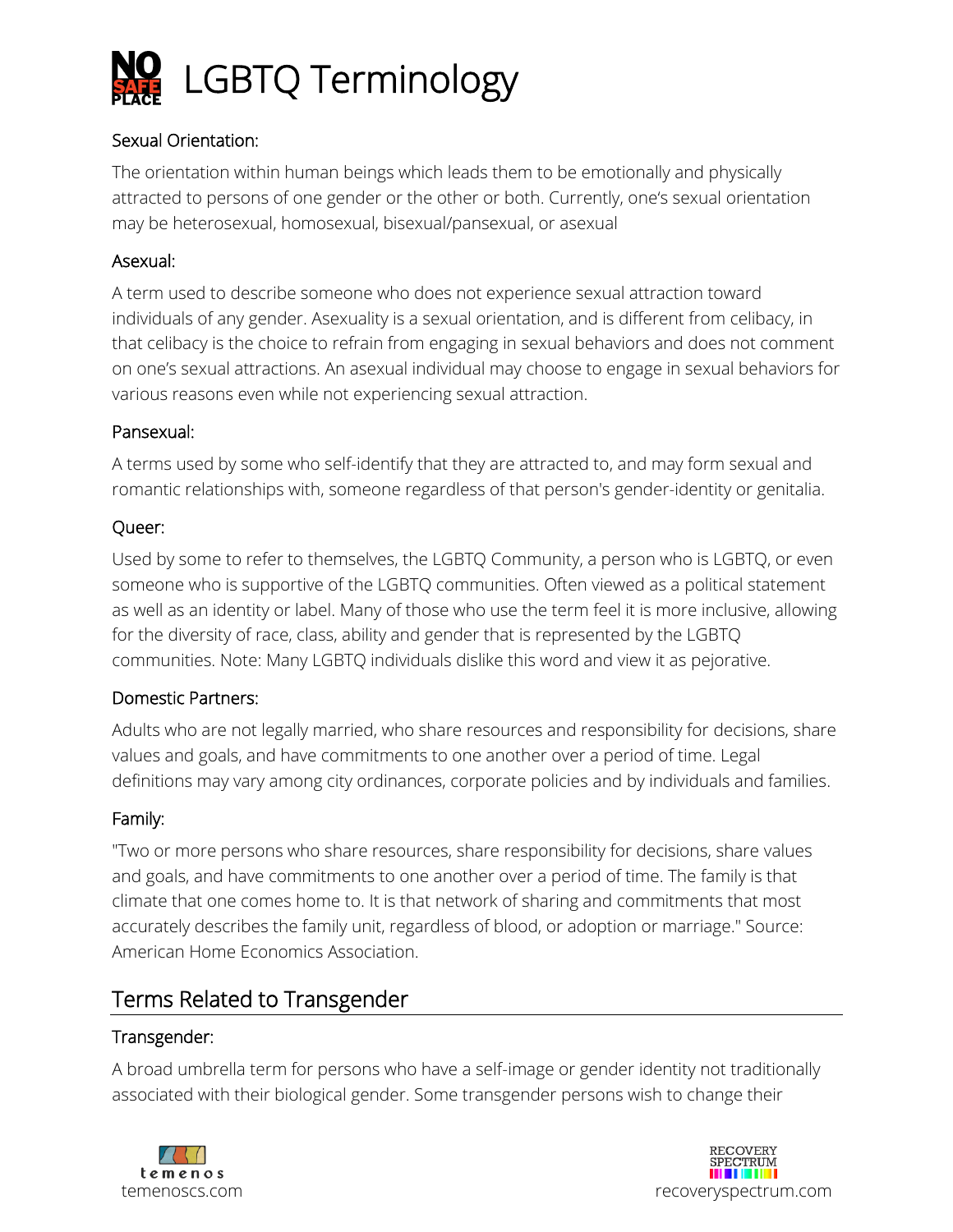# LGBTQ Terminology

### Sexual Orientation:

The orientation within human beings which leads them to be emotionally and physically attracted to persons of one gender or the other or both. Currently, one's sexual orientation may be heterosexual, homosexual, bisexual/pansexual, or asexual

### Asexual:

A term used to describe someone who does not experience sexual attraction toward individuals of any gender. Asexuality is a sexual orientation, and is different from celibacy, in that celibacy is the choice to refrain from engaging in sexual behaviors and does not comment on one's sexual attractions. An asexual individual may choose to engage in sexual behaviors for various reasons even while not experiencing sexual attraction.

### Pansexual:

A terms used by some who self-identify that they are attracted to, and may form sexual and romantic relationships with, someone regardless of that person's gender-identity or genitalia.

### Queer:

Used by some to refer to themselves, the LGBTQ Community, a person who is LGBTQ, or even someone who is supportive of the LGBTQ communities. Often viewed as a political statement as well as an identity or label. Many of those who use the term feel it is more inclusive, allowing for the diversity of race, class, ability and gender that is represented by the LGBTQ communities. Note: Many LGBTQ individuals dislike this word and view it as pejorative.

### Domestic Partners:

Adults who are not legally married, who share resources and responsibility for decisions, share values and goals, and have commitments to one another over a period of time. Legal definitions may vary among city ordinances, corporate policies and by individuals and families.

### Family:

"Two or more persons who share resources, share responsibility for decisions, share values and goals, and have commitments to one another over a period of time. The family is that climate that one comes home to. It is that network of sharing and commitments that most accurately describes the family unit, regardless of blood, or adoption or marriage." Source: American Home Economics Association.

## Terms Related to Transgender

### Transgender:

A broad umbrella term for persons who have a self-image or gender identity not traditionally associated with their biological gender. Some transgender persons wish to change their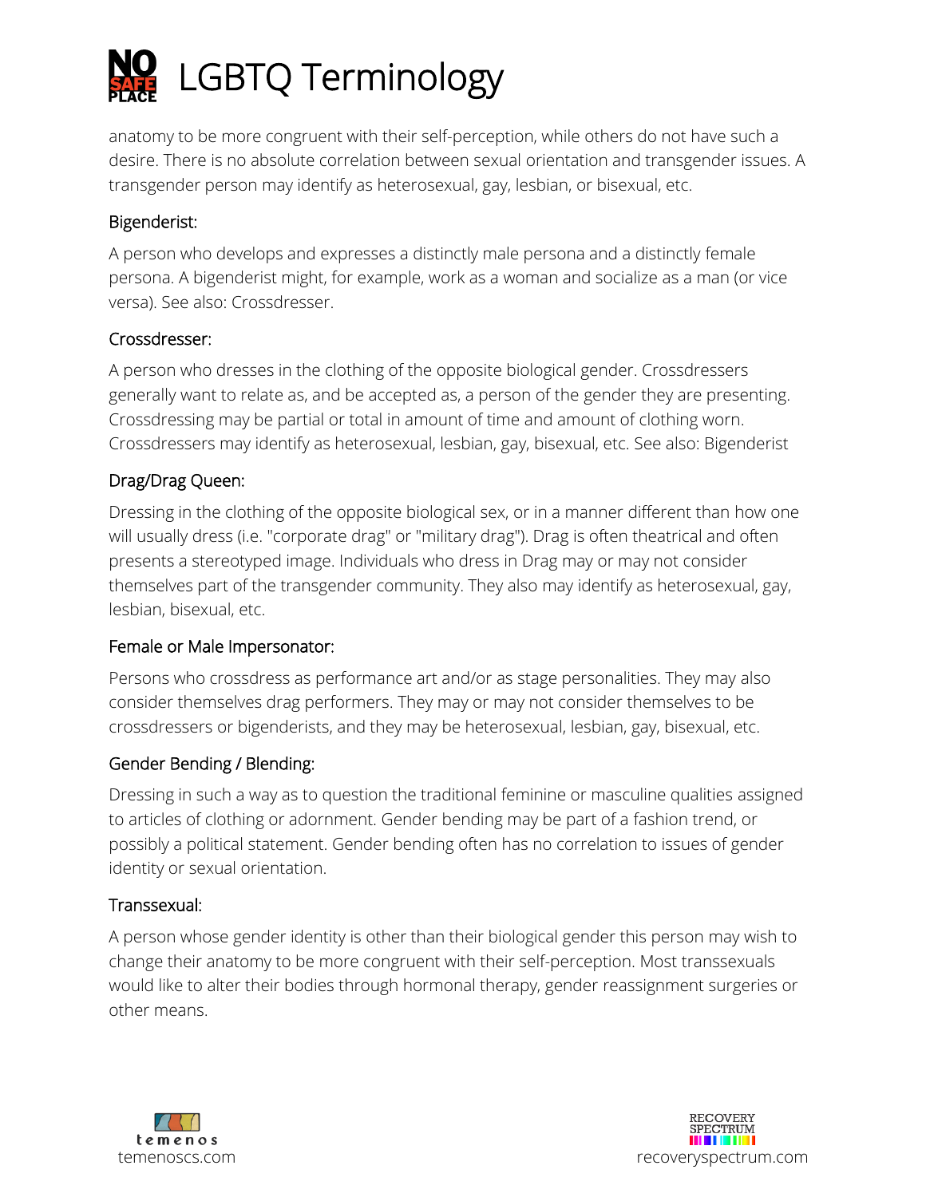anatomy to be more congruent with their self-perception, while others do not have such a desire. There is no absolute correlation between sexual orientation and transgender issues. A transgender person may identify as heterosexual, gay, lesbian, or bisexual, etc.

### Bigenderist:

A person who develops and expresses a distinctly male persona and a distinctly female persona. A bigenderist might, for example, work as a woman and socialize as a man (or vice versa). See also: Crossdresser.

### Crossdresser:

A person who dresses in the clothing of the opposite biological gender. Crossdressers generally want to relate as, and be accepted as, a person of the gender they are presenting. Crossdressing may be partial or total in amount of time and amount of clothing worn. Crossdressers may identify as heterosexual, lesbian, gay, bisexual, etc. See also: Bigenderist

### Drag/Drag Queen:

Dressing in the clothing of the opposite biological sex, or in a manner different than how one will usually dress (i.e. "corporate drag" or "military drag"). Drag is often theatrical and often presents a stereotyped image. Individuals who dress in Drag may or may not consider themselves part of the transgender community. They also may identify as heterosexual, gay, lesbian, bisexual, etc.

### Female or Male Impersonator:

Persons who crossdress as performance art and/or as stage personalities. They may also consider themselves drag performers. They may or may not consider themselves to be crossdressers or bigenderists, and they may be heterosexual, lesbian, gay, bisexual, etc.

### Gender Bending / Blending:

Dressing in such a way as to question the traditional feminine or masculine qualities assigned to articles of clothing or adornment. Gender bending may be part of a fashion trend, or possibly a political statement. Gender bending often has no correlation to issues of gender identity or sexual orientation.

### Transsexual:

A person whose gender identity is other than their biological gender this person may wish to change their anatomy to be more congruent with their self-perception. Most transsexuals would like to alter their bodies through hormonal therapy, gender reassignment surgeries or other means.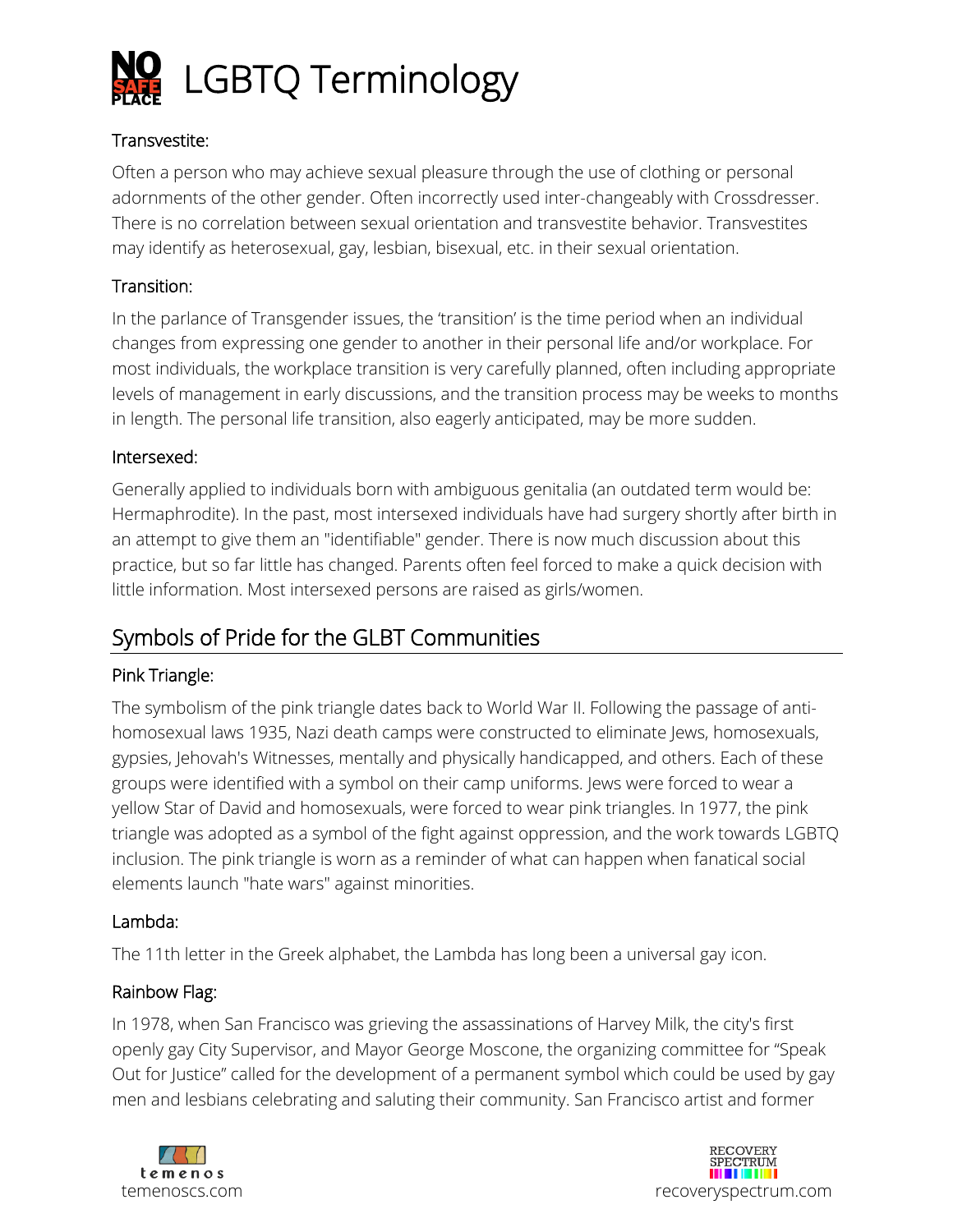# LGBTQ Terminology

### Transvestite:

Often a person who may achieve sexual pleasure through the use of clothing or personal adornments of the other gender. Often incorrectly used inter-changeably with Crossdresser. There is no correlation between sexual orientation and transvestite behavior. Transvestites may identify as heterosexual, gay, lesbian, bisexual, etc. in their sexual orientation.

### Transition:

In the parlance of Transgender issues, the 'transition' is the time period when an individual changes from expressing one gender to another in their personal life and/or workplace. For most individuals, the workplace transition is very carefully planned, often including appropriate levels of management in early discussions, and the transition process may be weeks to months in length. The personal life transition, also eagerly anticipated, may be more sudden.

### Intersexed:

Generally applied to individuals born with ambiguous genitalia (an outdated term would be: Hermaphrodite). In the past, most intersexed individuals have had surgery shortly after birth in an attempt to give them an "identifiable" gender. There is now much discussion about this practice, but so far little has changed. Parents often feel forced to make a quick decision with little information. Most intersexed persons are raised as girls/women.

## Symbols of Pride for the GLBT Communities

### Pink Triangle:

The symbolism of the pink triangle dates back to World War II. Following the passage of anti-homosexual laws 1935, Nazi death camps were constructed to eliminate Jews, homosexuals, gypsies, Jehovah's Witnesses, mentally and physically handicapped, and others. Each of these groups were identified with a symbol on their camp uniforms. Jews were forced to wear a yellow Star of David and homosexuals, were forced to wear pink triangles. In 1977, the pink triangle was adopted as a symbol of the fight against oppression, and the work towards LGBTQ inclusion. The pink triangle is worn as a reminder of what can happen when fanatical social elements launch "hate wars" against minorities.

### Lambda:

The 11th letter in the Greek alphabet, the Lambda has long been a universal gay icon.

### Rainbow Flag:

In 1978, when San Francisco was grieving the assassinations of Harvey Milk, the city's first openly gay City Supervisor, and Mayor George Moscone, the organizing committee for "Speak Out for Justice" called for the development of a permanent symbol which could be used by gay men and lesbians celebrating and saluting their community. San Francisco artist and former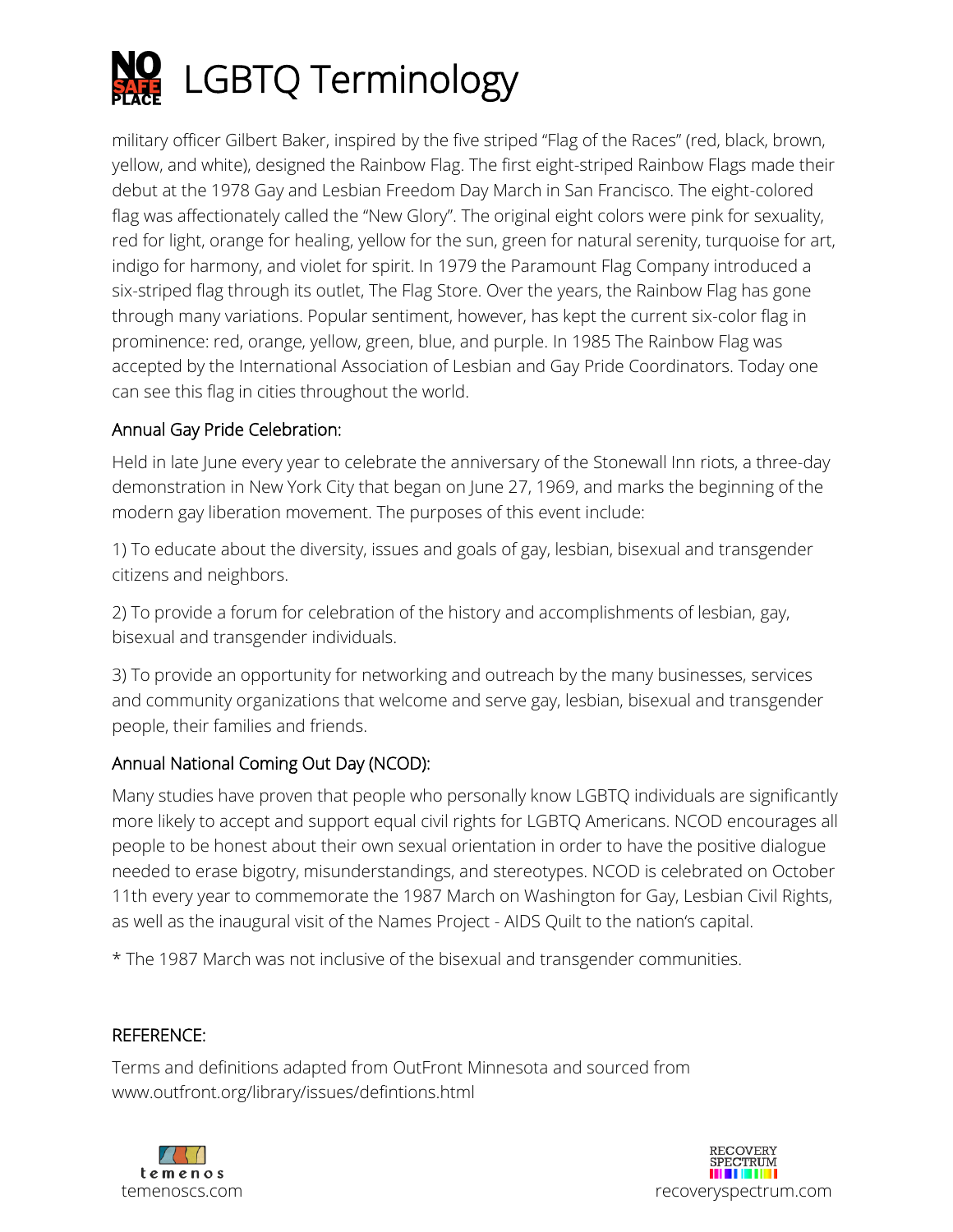military officer Gilbert Baker, inspired by the five striped "Flag of the Races" (red, black, brown, yellow, and white), designed the Rainbow Flag. The first eight-striped Rainbow Flags made their debut at the 1978 Gay and Lesbian Freedom Day March in San Francisco. The eight-colored flag was affectionately called the "New Glory". The original eight colors were pink for sexuality, red for light, orange for healing, yellow for the sun, green for natural serenity, turquoise for art, indigo for harmony, and violet for spirit. In 1979 the Paramount Flag Company introduced a six-striped flag through its outlet, The Flag Store. Over the years, the Rainbow Flag has gone through many variations. Popular sentiment, however, has kept the current six-color flag in prominence: red, orange, yellow, green, blue, and purple. In 1985 The Rainbow Flag was accepted by the International Association of Lesbian and Gay Pride Coordinators. Today one can see this flag in cities throughout the world.

### Annual Gay Pride Celebration:

Held in late June every year to celebrate the anniversary of the Stonewall Inn riots, a three-day demonstration in New York City that began on June 27, 1969, and marks the beginning of the modern gay liberation movement. The purposes of this event include:

1) To educate about the diversity, issues and goals of gay, lesbian, bisexual and transgender citizens and neighbors.

2) To provide a forum for celebration of the history and accomplishments of lesbian, gay, bisexual and transgender individuals.

3) To provide an opportunity for networking and outreach by the many businesses, services and community organizations that welcome and serve gay, lesbian, bisexual and transgender people, their families and friends.

### Annual National Coming Out Day (NCOD):

Many studies have proven that people who personally know LGBTQ individuals are significantly more likely to accept and support equal civil rights for LGBTQ Americans. NCOD encourages all people to be honest about their own sexual orientation in order to have the positive dialogue needed to erase bigotry, misunderstandings, and stereotypes. NCOD is celebrated on October 11th every year to commemorate the 1987 March on Washington for Gay, Lesbian Civil Rights, as well as the inaugural visit of the Names Project - AIDS Quilt to the nation's capital.

* The 1987 March was not inclusive of the bisexual and transgender communities.

### REFERENCE:

Terms and definitions adapted from OutFront Minnesota and sourced from www.outfront.org/library/issues/defintions.html

temenos
temenoscs.com

RECOVERY SPECTRUM
recoveryspectrum.com